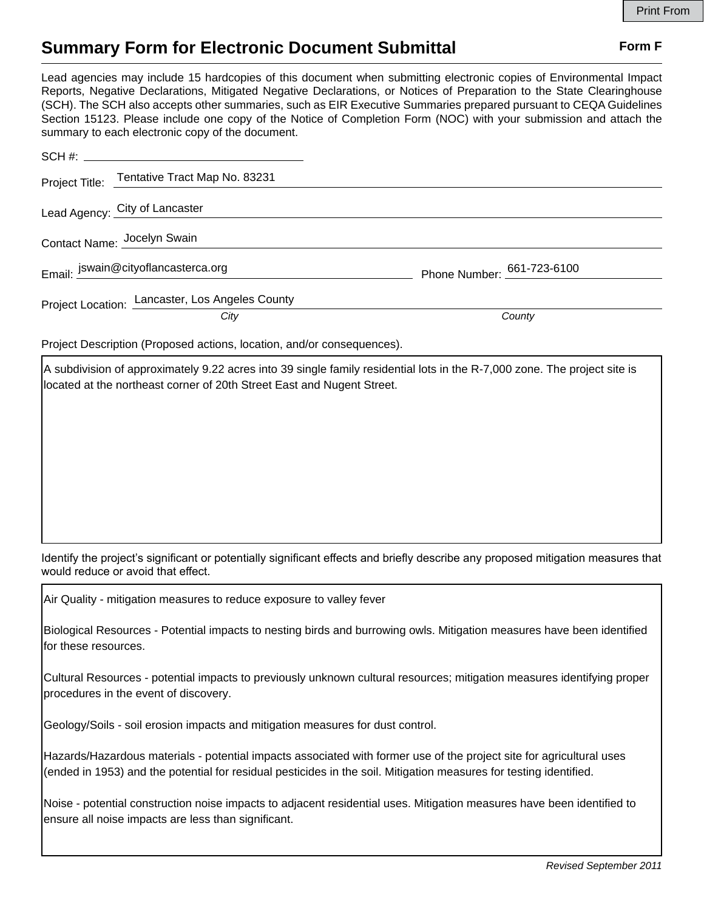# Summary Form for Electronic Document Submittal

**Form F**

Lead agencies may include 15 hardcopies of this document when submitting electronic copies of Environmental Impact Reports, Negative Declarations, Mitigated Negative Declarations, or Notices of Preparation to the State Clearinghouse (SCH). The SCH also accepts other summaries, such as EIR Executive Summaries prepared pursuant to CEQA Guidelines Section 15123. Please include one copy of the Notice of Completion Form (NOC) with your submission and attach the summary to each electronic copy of the document.

SCH #: 

Project Title: Tentative Tract Map No. 83231

Lead Agency: City of Lancaster

Contact Name: Jocelyn Swain

Email: jswain@cityoflancasterca.org

Phone Number: 661-723-6100

Project Location: Lancaster, Los Angeles County
*City* *County*

Project Description (Proposed actions, location, and/or consequences).

A subdivision of approximately 9.22 acres into 39 single family residential lots in the R-7,000 zone. The project site is located at the northeast corner of 20th Street East and Nugent Street.

Identify the project's significant or potentially significant effects and briefly describe any proposed mitigation measures that would reduce or avoid that effect.

Air Quality - mitigation measures to reduce exposure to valley fever

Biological Resources - Potential impacts to nesting birds and burrowing owls. Mitigation measures have been identified for these resources.

Cultural Resources - potential impacts to previously unknown cultural resources; mitigation measures identifying proper procedures in the event of discovery.

Geology/Soils - soil erosion impacts and mitigation measures for dust control.

Hazards/Hazardous materials - potential impacts associated with former use of the project site for agricultural uses (ended in 1953) and the potential for residual pesticides in the soil. Mitigation measures for testing identified.

Noise - potential construction noise impacts to adjacent residential uses. Mitigation measures have been identified to ensure all noise impacts are less than significant.

*Revised September 2011*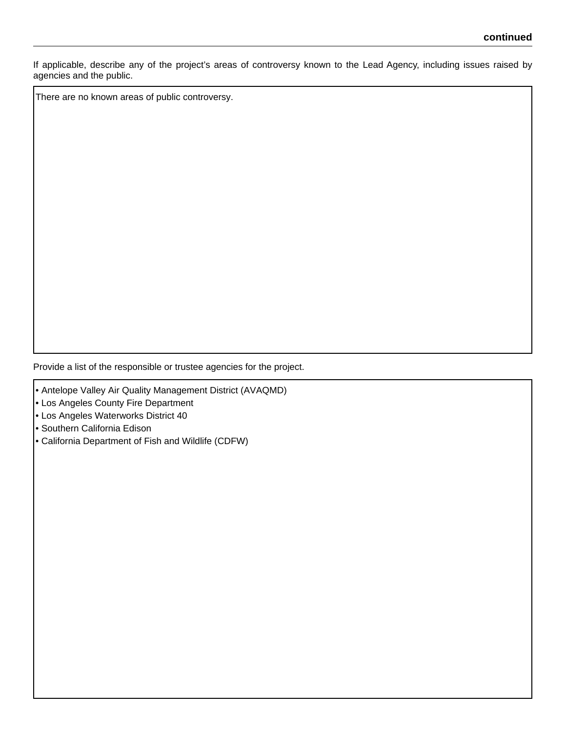**continued**

If applicable, describe any of the project's areas of controversy known to the Lead Agency, including issues raised by agencies and the public.

There are no known areas of public controversy.

Provide a list of the responsible or trustee agencies for the project.

- Antelope Valley Air Quality Management District (AVAQMD)
- Los Angeles County Fire Department
- Los Angeles Waterworks District 40
- Southern California Edison
- California Department of Fish and Wildlife (CDFW)